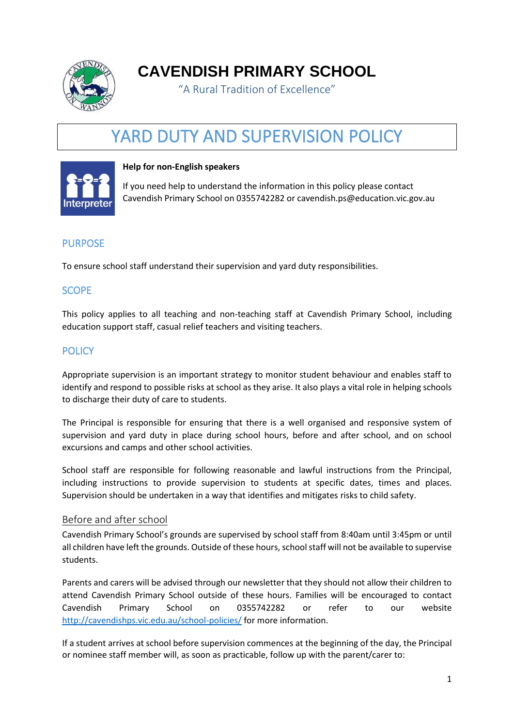# CAVENDISH PRIMARY SCHOOL

"A Rural Tradition of Excellence"

# YARD DUTY AND SUPERVISION POLICY

**Help for non-English speakers**

If you need help to understand the information in this policy please contact Cavendish Primary School on 0355742282 or cavendish.ps@education.vic.gov.au

## PURPOSE

To ensure school staff understand their supervision and yard duty responsibilities.

## SCOPE

This policy applies to all teaching and non-teaching staff at Cavendish Primary School, including education support staff, casual relief teachers and visiting teachers.

## POLICY

Appropriate supervision is an important strategy to monitor student behaviour and enables staff to identify and respond to possible risks at school as they arise. It also plays a vital role in helping schools to discharge their duty of care to students.

The Principal is responsible for ensuring that there is a well organised and responsive system of supervision and yard duty in place during school hours, before and after school, and on school excursions and camps and other school activities.

School staff are responsible for following reasonable and lawful instructions from the Principal, including instructions to provide supervision to students at specific dates, times and places. Supervision should be undertaken in a way that identifies and mitigates risks to child safety.

### Before and after school

Cavendish Primary School's grounds are supervised by school staff from 8:40am until 3:45pm or until all children have left the grounds. Outside of these hours, school staff will not be available to supervise students.

Parents and carers will be advised through our newsletter that they should not allow their children to attend Cavendish Primary School outside of these hours. Families will be encouraged to contact Cavendish Primary School on 0355742282 or refer to our website http://cavendishps.vic.edu.au/school-policies/ for more information.

If a student arrives at school before supervision commences at the beginning of the day, the Principal or nominee staff member will, as soon as practicable, follow up with the parent/carer to: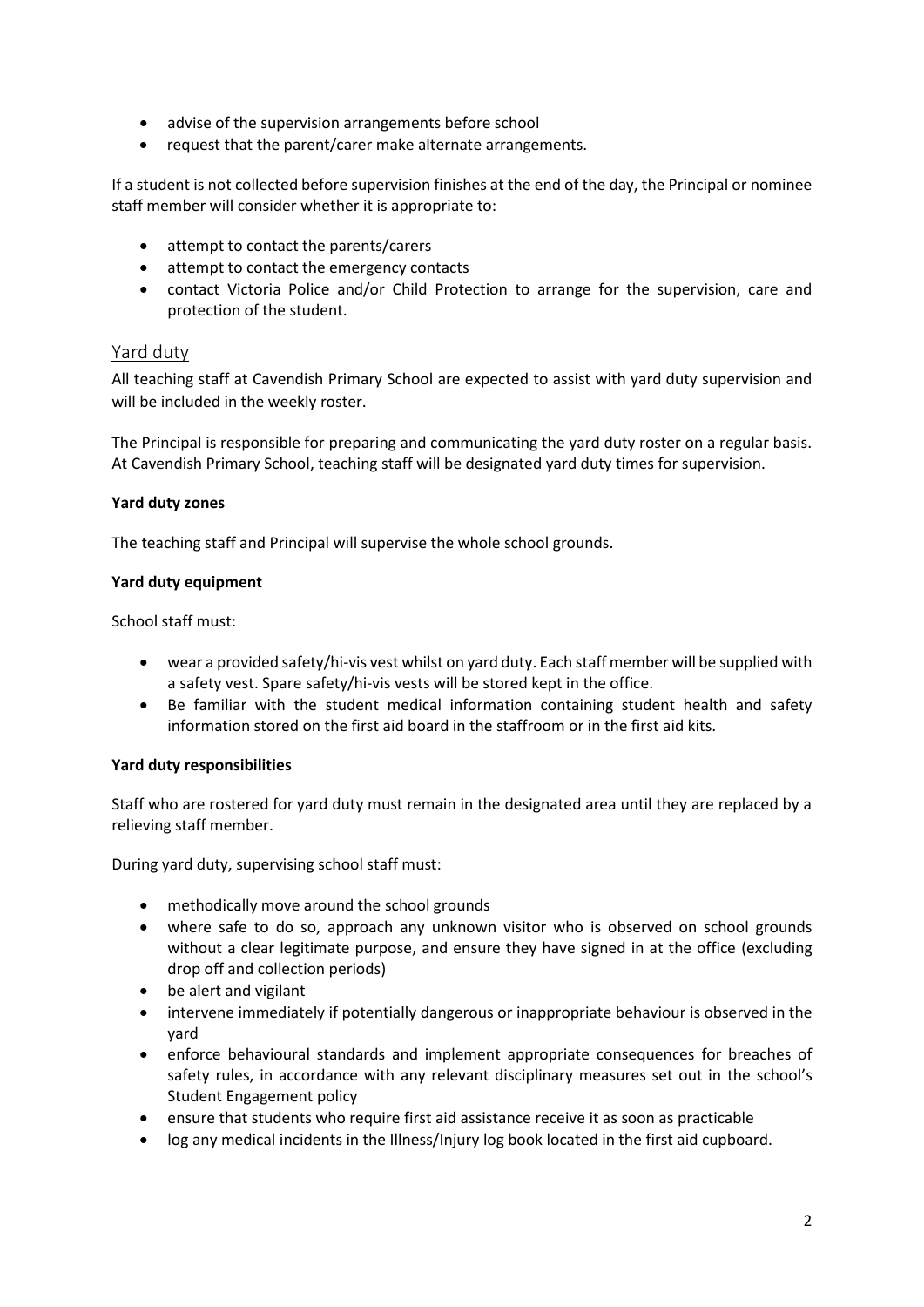- advise of the supervision arrangements before school
- request that the parent/carer make alternate arrangements.

If a student is not collected before supervision finishes at the end of the day, the Principal or nominee staff member will consider whether it is appropriate to:

- attempt to contact the parents/carers
- attempt to contact the emergency contacts
- contact Victoria Police and/or Child Protection to arrange for the supervision, care and protection of the student.

## Yard duty

All teaching staff at Cavendish Primary School are expected to assist with yard duty supervision and will be included in the weekly roster.

The Principal is responsible for preparing and communicating the yard duty roster on a regular basis. At Cavendish Primary School, teaching staff will be designated yard duty times for supervision.

**Yard duty zones**

The teaching staff and Principal will supervise the whole school grounds.

**Yard duty equipment**

School staff must:

- wear a provided safety/hi-vis vest whilst on yard duty. Each staff member will be supplied with a safety vest. Spare safety/hi-vis vests will be stored kept in the office.
- Be familiar with the student medical information containing student health and safety information stored on the first aid board in the staffroom or in the first aid kits.

**Yard duty responsibilities**

Staff who are rostered for yard duty must remain in the designated area until they are replaced by a relieving staff member.

During yard duty, supervising school staff must:

- methodically move around the school grounds
- where safe to do so, approach any unknown visitor who is observed on school grounds without a clear legitimate purpose, and ensure they have signed in at the office (excluding drop off and collection periods)
- be alert and vigilant
- intervene immediately if potentially dangerous or inappropriate behaviour is observed in the yard
- enforce behavioural standards and implement appropriate consequences for breaches of safety rules, in accordance with any relevant disciplinary measures set out in the school's Student Engagement policy
- ensure that students who require first aid assistance receive it as soon as practicable
- log any medical incidents in the Illness/Injury log book located in the first aid cupboard.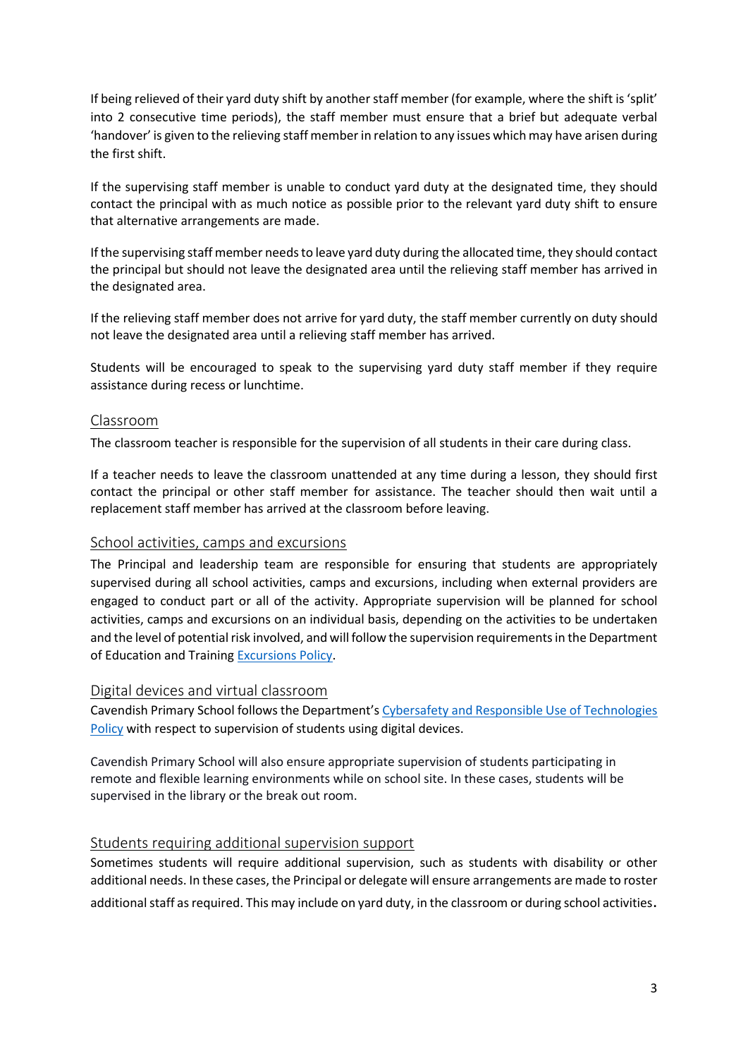If being relieved of their yard duty shift by another staff member (for example, where the shift is 'split' into 2 consecutive time periods), the staff member must ensure that a brief but adequate verbal 'handover' is given to the relieving staff member in relation to any issues which may have arisen during the first shift.

If the supervising staff member is unable to conduct yard duty at the designated time, they should contact the principal with as much notice as possible prior to the relevant yard duty shift to ensure that alternative arrangements are made.

If the supervising staff member needs to leave yard duty during the allocated time, they should contact the principal but should not leave the designated area until the relieving staff member has arrived in the designated area.

If the relieving staff member does not arrive for yard duty, the staff member currently on duty should not leave the designated area until a relieving staff member has arrived.

Students will be encouraged to speak to the supervising yard duty staff member if they require assistance during recess or lunchtime.

## Classroom

The classroom teacher is responsible for the supervision of all students in their care during class.

If a teacher needs to leave the classroom unattended at any time during a lesson, they should first contact the principal or other staff member for assistance. The teacher should then wait until a replacement staff member has arrived at the classroom before leaving.

## School activities, camps and excursions

The Principal and leadership team are responsible for ensuring that students are appropriately supervised during all school activities, camps and excursions, including when external providers are engaged to conduct part or all of the activity. Appropriate supervision will be planned for school activities, camps and excursions on an individual basis, depending on the activities to be undertaken and the level of potential risk involved, and will follow the supervision requirements in the Department of Education and Training Excursions Policy.

## Digital devices and virtual classroom

Cavendish Primary School follows the Department's Cybersafety and Responsible Use of Technologies Policy with respect to supervision of students using digital devices.

Cavendish Primary School will also ensure appropriate supervision of students participating in remote and flexible learning environments while on school site. In these cases, students will be supervised in the library or the break out room.

## Students requiring additional supervision support

Sometimes students will require additional supervision, such as students with disability or other additional needs. In these cases, the Principal or delegate will ensure arrangements are made to roster additional staff as required. This may include on yard duty, in the classroom or during school activities.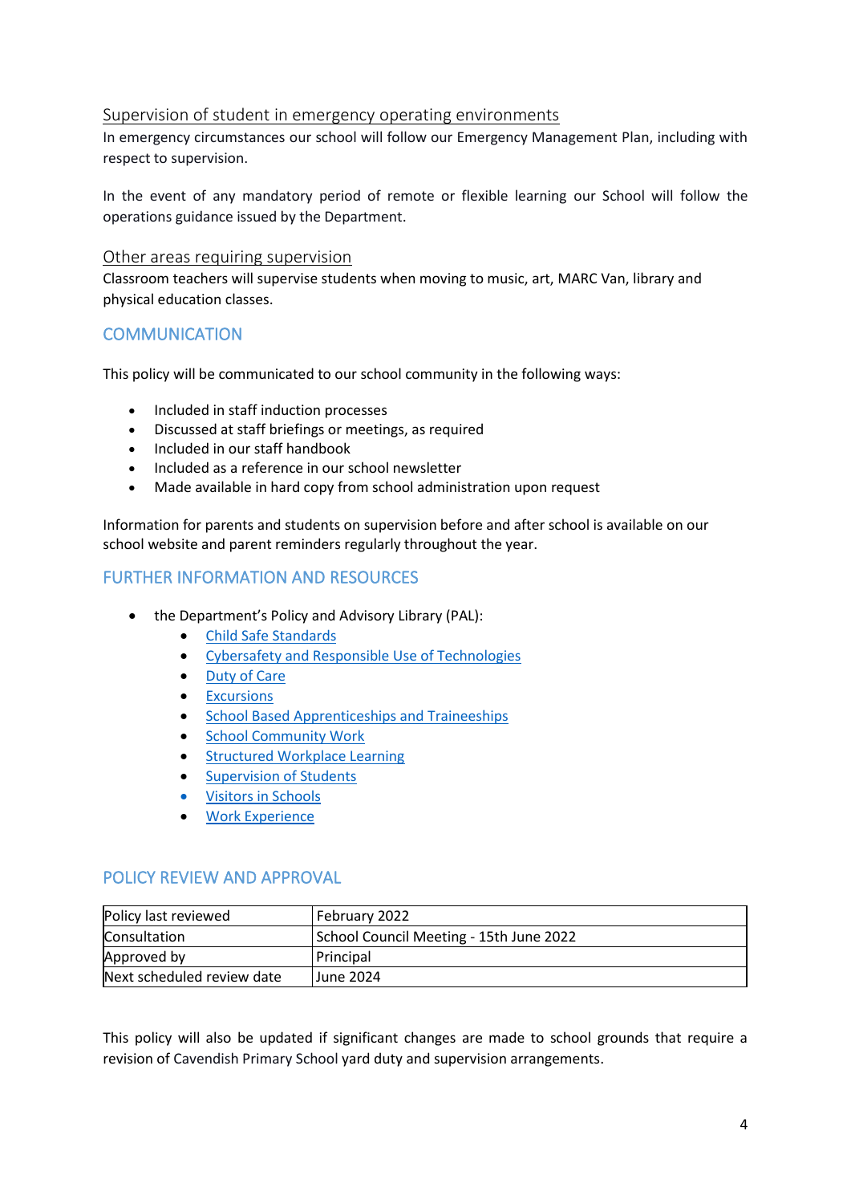### Supervision of student in emergency operating environments

In emergency circumstances our school will follow our Emergency Management Plan, including with respect to supervision.

In the event of any mandatory period of remote or flexible learning our School will follow the operations guidance issued by the Department.

### Other areas requiring supervision

Classroom teachers will supervise students when moving to music, art, MARC Van, library and physical education classes.

## COMMUNICATION

This policy will be communicated to our school community in the following ways:

- Included in staff induction processes
- Discussed at staff briefings or meetings, as required
- Included in our staff handbook
- Included as a reference in our school newsletter
- Made available in hard copy from school administration upon request

Information for parents and students on supervision before and after school is available on our school website and parent reminders regularly throughout the year.

## FURTHER INFORMATION AND RESOURCES

- the Department's Policy and Advisory Library (PAL):
  - Child Safe Standards
  - Cybersafety and Responsible Use of Technologies
  - Duty of Care
  - Excursions
  - School Based Apprenticeships and Traineeships
  - School Community Work
  - Structured Workplace Learning
  - Supervision of Students
  - Visitors in Schools
  - Work Experience

## POLICY REVIEW AND APPROVAL

| | |
|---|---|
| Policy last reviewed | February 2022 |
| Consultation | School Council Meeting - 15th June 2022 |
| Approved by | Principal |
| Next scheduled review date | June 2024 |

This policy will also be updated if significant changes are made to school grounds that require a revision of Cavendish Primary School yard duty and supervision arrangements.